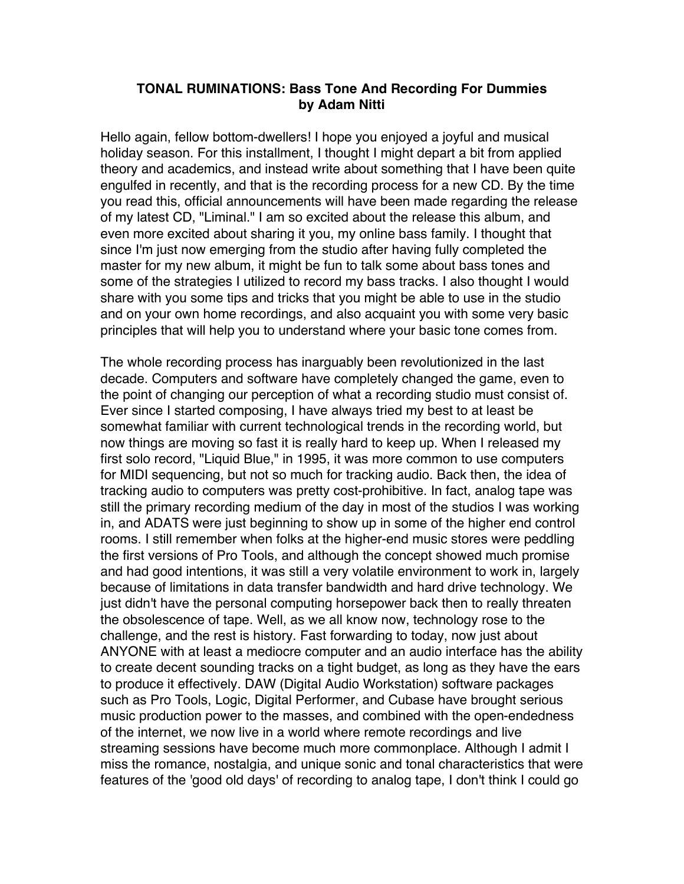# TONAL RUMINATIONS: Bass Tone And Recording For Dummies
**by Adam Nitti**

Hello again, fellow bottom-dwellers! I hope you enjoyed a joyful and musical holiday season. For this installment, I thought I might depart a bit from applied theory and academics, and instead write about something that I have been quite engulfed in recently, and that is the recording process for a new CD. By the time you read this, official announcements will have been made regarding the release of my latest CD, "Liminal." I am so excited about the release this album, and even more excited about sharing it you, my online bass family. I thought that since I'm just now emerging from the studio after having fully completed the master for my new album, it might be fun to talk some about bass tones and some of the strategies I utilized to record my bass tracks. I also thought I would share with you some tips and tricks that you might be able to use in the studio and on your own home recordings, and also acquaint you with some very basic principles that will help you to understand where your basic tone comes from.

The whole recording process has inarguably been revolutionized in the last decade. Computers and software have completely changed the game, even to the point of changing our perception of what a recording studio must consist of. Ever since I started composing, I have always tried my best to at least be somewhat familiar with current technological trends in the recording world, but now things are moving so fast it is really hard to keep up. When I released my first solo record, "Liquid Blue," in 1995, it was more common to use computers for MIDI sequencing, but not so much for tracking audio. Back then, the idea of tracking audio to computers was pretty cost-prohibitive. In fact, analog tape was still the primary recording medium of the day in most of the studios I was working in, and ADATS were just beginning to show up in some of the higher end control rooms. I still remember when folks at the higher-end music stores were peddling the first versions of Pro Tools, and although the concept showed much promise and had good intentions, it was still a very volatile environment to work in, largely because of limitations in data transfer bandwidth and hard drive technology. We just didn't have the personal computing horsepower back then to really threaten the obsolescence of tape. Well, as we all know now, technology rose to the challenge, and the rest is history. Fast forwarding to today, now just about ANYONE with at least a mediocre computer and an audio interface has the ability to create decent sounding tracks on a tight budget, as long as they have the ears to produce it effectively. DAW (Digital Audio Workstation) software packages such as Pro Tools, Logic, Digital Performer, and Cubase have brought serious music production power to the masses, and combined with the open-endedness of the internet, we now live in a world where remote recordings and live streaming sessions have become much more commonplace. Although I admit I miss the romance, nostalgia, and unique sonic and tonal characteristics that were features of the 'good old days' of recording to analog tape, I don't think I could go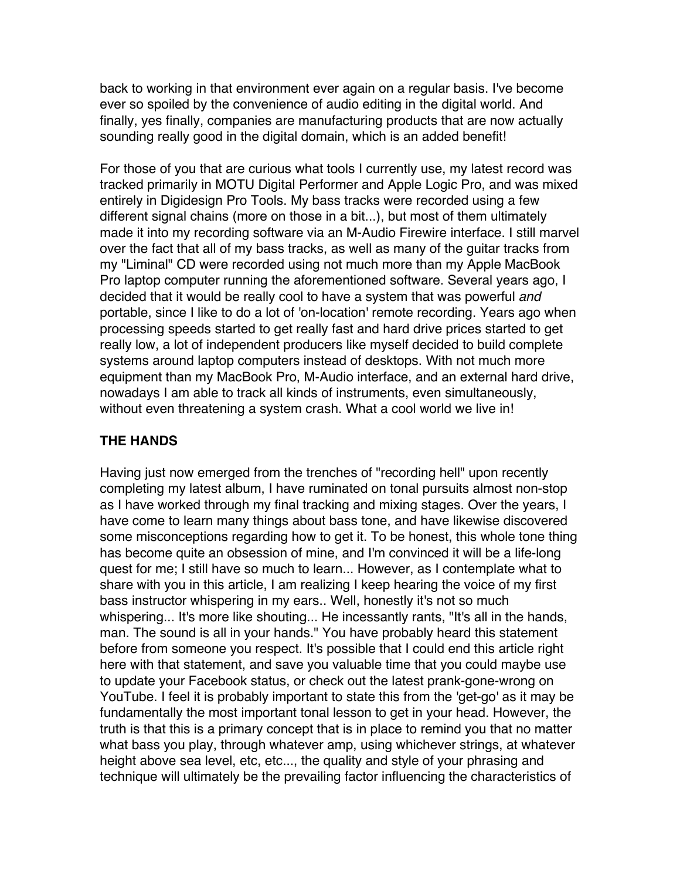back to working in that environment ever again on a regular basis. I've become ever so spoiled by the convenience of audio editing in the digital world. And finally, yes finally, companies are manufacturing products that are now actually sounding really good in the digital domain, which is an added benefit!

For those of you that are curious what tools I currently use, my latest record was tracked primarily in MOTU Digital Performer and Apple Logic Pro, and was mixed entirely in Digidesign Pro Tools. My bass tracks were recorded using a few different signal chains (more on those in a bit...), but most of them ultimately made it into my recording software via an M-Audio Firewire interface. I still marvel over the fact that all of my bass tracks, as well as many of the guitar tracks from my "Liminal" CD were recorded using not much more than my Apple MacBook Pro laptop computer running the aforementioned software. Several years ago, I decided that it would be really cool to have a system that was powerful *and* portable, since I like to do a lot of 'on-location' remote recording. Years ago when processing speeds started to get really fast and hard drive prices started to get really low, a lot of independent producers like myself decided to build complete systems around laptop computers instead of desktops. With not much more equipment than my MacBook Pro, M-Audio interface, and an external hard drive, nowadays I am able to track all kinds of instruments, even simultaneously, without even threatening a system crash. What a cool world we live in!

## THE HANDS

Having just now emerged from the trenches of "recording hell" upon recently completing my latest album, I have ruminated on tonal pursuits almost non-stop as I have worked through my final tracking and mixing stages. Over the years, I have come to learn many things about bass tone, and have likewise discovered some misconceptions regarding how to get it. To be honest, this whole tone thing has become quite an obsession of mine, and I'm convinced it will be a life-long quest for me; I still have so much to learn... However, as I contemplate what to share with you in this article, I am realizing I keep hearing the voice of my first bass instructor whispering in my ears.. Well, honestly it's not so much whispering... It's more like shouting... He incessantly rants, "It's all in the hands, man. The sound is all in your hands." You have probably heard this statement before from someone you respect. It's possible that I could end this article right here with that statement, and save you valuable time that you could maybe use to update your Facebook status, or check out the latest prank-gone-wrong on YouTube. I feel it is probably important to state this from the 'get-go' as it may be fundamentally the most important tonal lesson to get in your head. However, the truth is that this is a primary concept that is in place to remind you that no matter what bass you play, through whatever amp, using whichever strings, at whatever height above sea level, etc, etc..., the quality and style of your phrasing and technique will ultimately be the prevailing factor influencing the characteristics of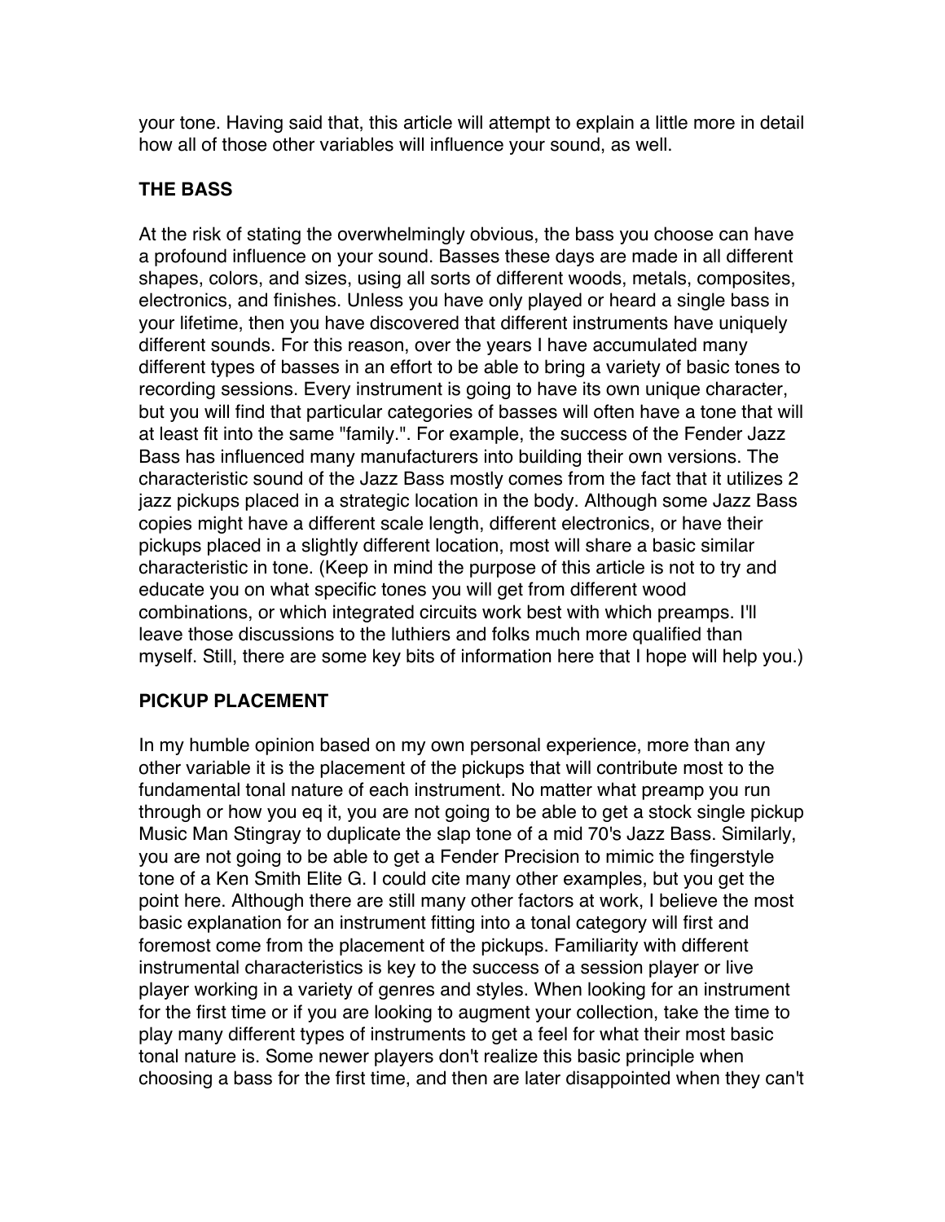your tone. Having said that, this article will attempt to explain a little more in detail how all of those other variables will influence your sound, as well.

## THE BASS

At the risk of stating the overwhelmingly obvious, the bass you choose can have a profound influence on your sound. Basses these days are made in all different shapes, colors, and sizes, using all sorts of different woods, metals, composites, electronics, and finishes. Unless you have only played or heard a single bass in your lifetime, then you have discovered that different instruments have uniquely different sounds. For this reason, over the years I have accumulated many different types of basses in an effort to be able to bring a variety of basic tones to recording sessions. Every instrument is going to have its own unique character, but you will find that particular categories of basses will often have a tone that will at least fit into the same "family.". For example, the success of the Fender Jazz Bass has influenced many manufacturers into building their own versions. The characteristic sound of the Jazz Bass mostly comes from the fact that it utilizes 2 jazz pickups placed in a strategic location in the body. Although some Jazz Bass copies might have a different scale length, different electronics, or have their pickups placed in a slightly different location, most will share a basic similar characteristic in tone. (Keep in mind the purpose of this article is not to try and educate you on what specific tones you will get from different wood combinations, or which integrated circuits work best with which preamps. I'll leave those discussions to the luthiers and folks much more qualified than myself. Still, there are some key bits of information here that I hope will help you.)

## PICKUP PLACEMENT

In my humble opinion based on my own personal experience, more than any other variable it is the placement of the pickups that will contribute most to the fundamental tonal nature of each instrument. No matter what preamp you run through or how you eq it, you are not going to be able to get a stock single pickup Music Man Stingray to duplicate the slap tone of a mid 70's Jazz Bass. Similarly, you are not going to be able to get a Fender Precision to mimic the fingerstyle tone of a Ken Smith Elite G. I could cite many other examples, but you get the point here. Although there are still many other factors at work, I believe the most basic explanation for an instrument fitting into a tonal category will first and foremost come from the placement of the pickups. Familiarity with different instrumental characteristics is key to the success of a session player or live player working in a variety of genres and styles. When looking for an instrument for the first time or if you are looking to augment your collection, take the time to play many different types of instruments to get a feel for what their most basic tonal nature is. Some newer players don't realize this basic principle when choosing a bass for the first time, and then are later disappointed when they can't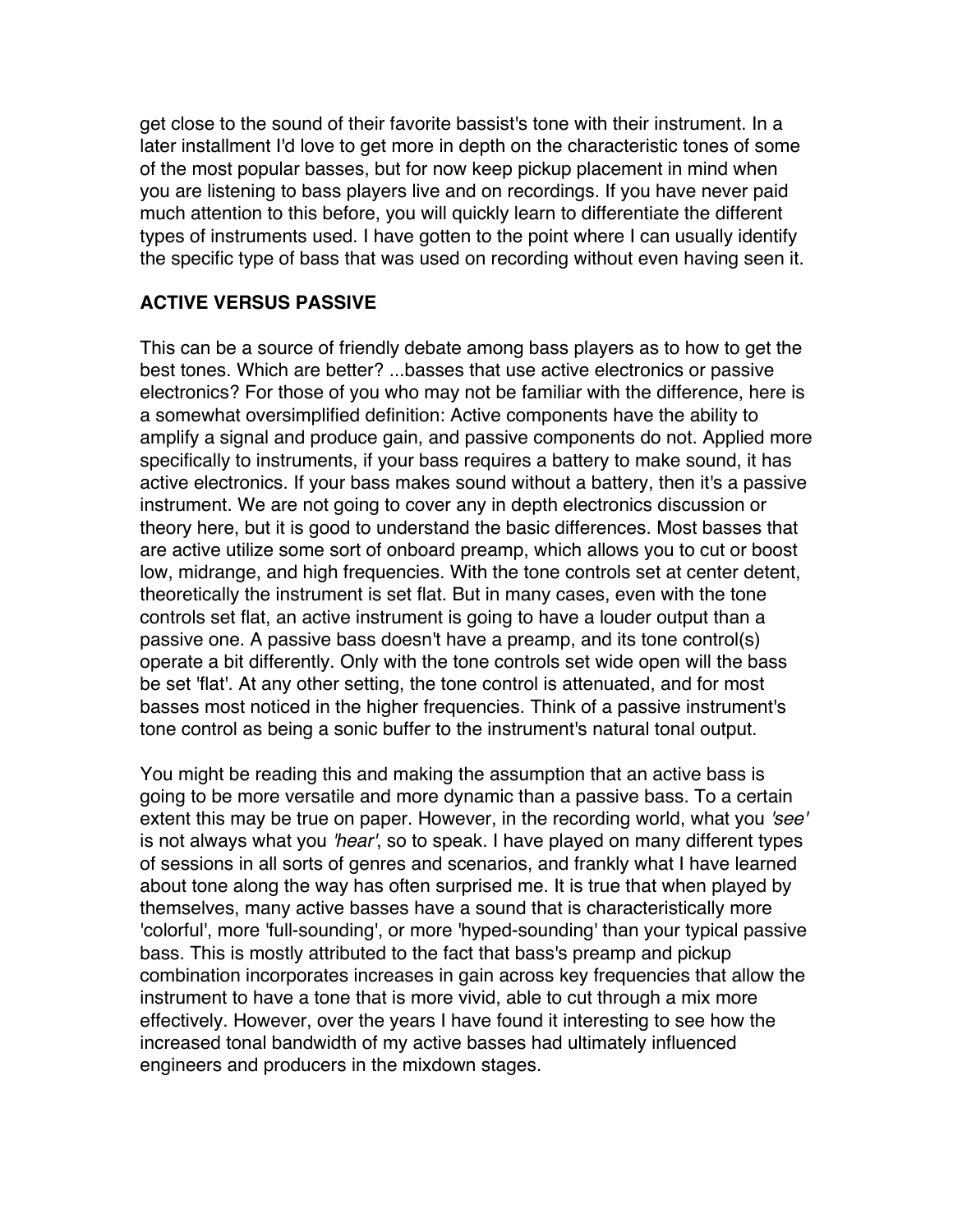get close to the sound of their favorite bassist's tone with their instrument. In a later installment I'd love to get more in depth on the characteristic tones of some of the most popular basses, but for now keep pickup placement in mind when you are listening to bass players live and on recordings. If you have never paid much attention to this before, you will quickly learn to differentiate the different types of instruments used. I have gotten to the point where I can usually identify the specific type of bass that was used on recording without even having seen it.

## ACTIVE VERSUS PASSIVE

This can be a source of friendly debate among bass players as to how to get the best tones. Which are better? ...basses that use active electronics or passive electronics? For those of you who may not be familiar with the difference, here is a somewhat oversimplified definition: Active components have the ability to amplify a signal and produce gain, and passive components do not. Applied more specifically to instruments, if your bass requires a battery to make sound, it has active electronics. If your bass makes sound without a battery, then it's a passive instrument. We are not going to cover any in depth electronics discussion or theory here, but it is good to understand the basic differences. Most basses that are active utilize some sort of onboard preamp, which allows you to cut or boost low, midrange, and high frequencies. With the tone controls set at center detent, theoretically the instrument is set flat. But in many cases, even with the tone controls set flat, an active instrument is going to have a louder output than a passive one. A passive bass doesn't have a preamp, and its tone control(s) operate a bit differently. Only with the tone controls set wide open will the bass be set 'flat'. At any other setting, the tone control is attenuated, and for most basses most noticed in the higher frequencies. Think of a passive instrument's tone control as being a sonic buffer to the instrument's natural tonal output.

You might be reading this and making the assumption that an active bass is going to be more versatile and more dynamic than a passive bass. To a certain extent this may be true on paper. However, in the recording world, what you *'see'* is not always what you *'hear'*, so to speak. I have played on many different types of sessions in all sorts of genres and scenarios, and frankly what I have learned about tone along the way has often surprised me. It is true that when played by themselves, many active basses have a sound that is characteristically more 'colorful', more 'full-sounding', or more 'hyped-sounding' than your typical passive bass. This is mostly attributed to the fact that bass's preamp and pickup combination incorporates increases in gain across key frequencies that allow the instrument to have a tone that is more vivid, able to cut through a mix more effectively. However, over the years I have found it interesting to see how the increased tonal bandwidth of my active basses had ultimately influenced engineers and producers in the mixdown stages.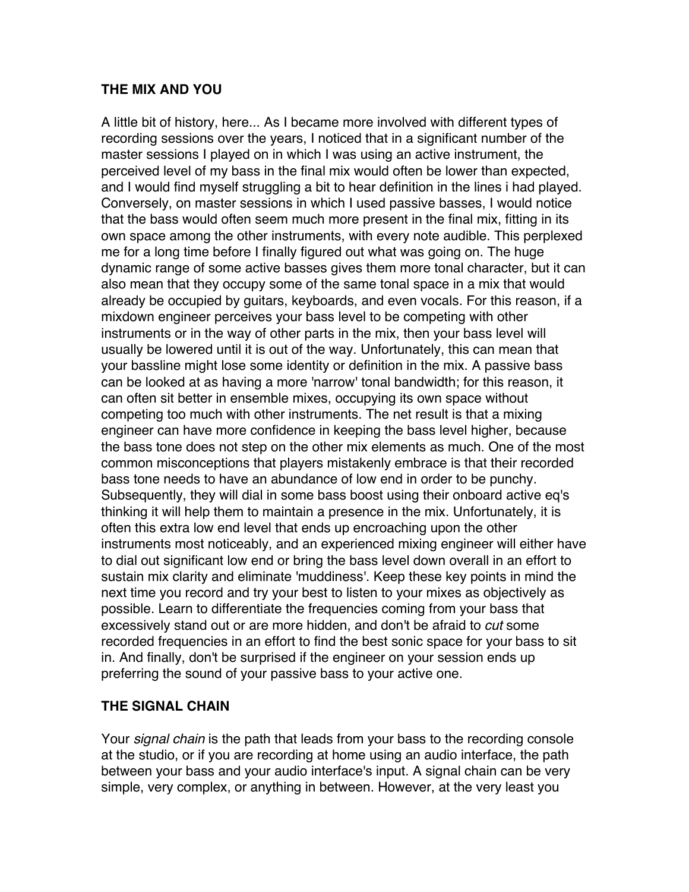## THE MIX AND YOU

A little bit of history, here... As I became more involved with different types of recording sessions over the years, I noticed that in a significant number of the master sessions I played on in which I was using an active instrument, the perceived level of my bass in the final mix would often be lower than expected, and I would find myself struggling a bit to hear definition in the lines i had played. Conversely, on master sessions in which I used passive basses, I would notice that the bass would often seem much more present in the final mix, fitting in its own space among the other instruments, with every note audible. This perplexed me for a long time before I finally figured out what was going on. The huge dynamic range of some active basses gives them more tonal character, but it can also mean that they occupy some of the same tonal space in a mix that would already be occupied by guitars, keyboards, and even vocals. For this reason, if a mixdown engineer perceives your bass level to be competing with other instruments or in the way of other parts in the mix, then your bass level will usually be lowered until it is out of the way. Unfortunately, this can mean that your bassline might lose some identity or definition in the mix. A passive bass can be looked at as having a more 'narrow' tonal bandwidth; for this reason, it can often sit better in ensemble mixes, occupying its own space without competing too much with other instruments. The net result is that a mixing engineer can have more confidence in keeping the bass level higher, because the bass tone does not step on the other mix elements as much. One of the most common misconceptions that players mistakenly embrace is that their recorded bass tone needs to have an abundance of low end in order to be punchy. Subsequently, they will dial in some bass boost using their onboard active eq's thinking it will help them to maintain a presence in the mix. Unfortunately, it is often this extra low end level that ends up encroaching upon the other instruments most noticeably, and an experienced mixing engineer will either have to dial out significant low end or bring the bass level down overall in an effort to sustain mix clarity and eliminate 'muddiness'. Keep these key points in mind the next time you record and try your best to listen to your mixes as objectively as possible. Learn to differentiate the frequencies coming from your bass that excessively stand out or are more hidden, and don't be afraid to *cut* some recorded frequencies in an effort to find the best sonic space for your bass to sit in. And finally, don't be surprised if the engineer on your session ends up preferring the sound of your passive bass to your active one.

## THE SIGNAL CHAIN

Your *signal chain* is the path that leads from your bass to the recording console at the studio, or if you are recording at home using an audio interface, the path between your bass and your audio interface's input. A signal chain can be very simple, very complex, or anything in between. However, at the very least you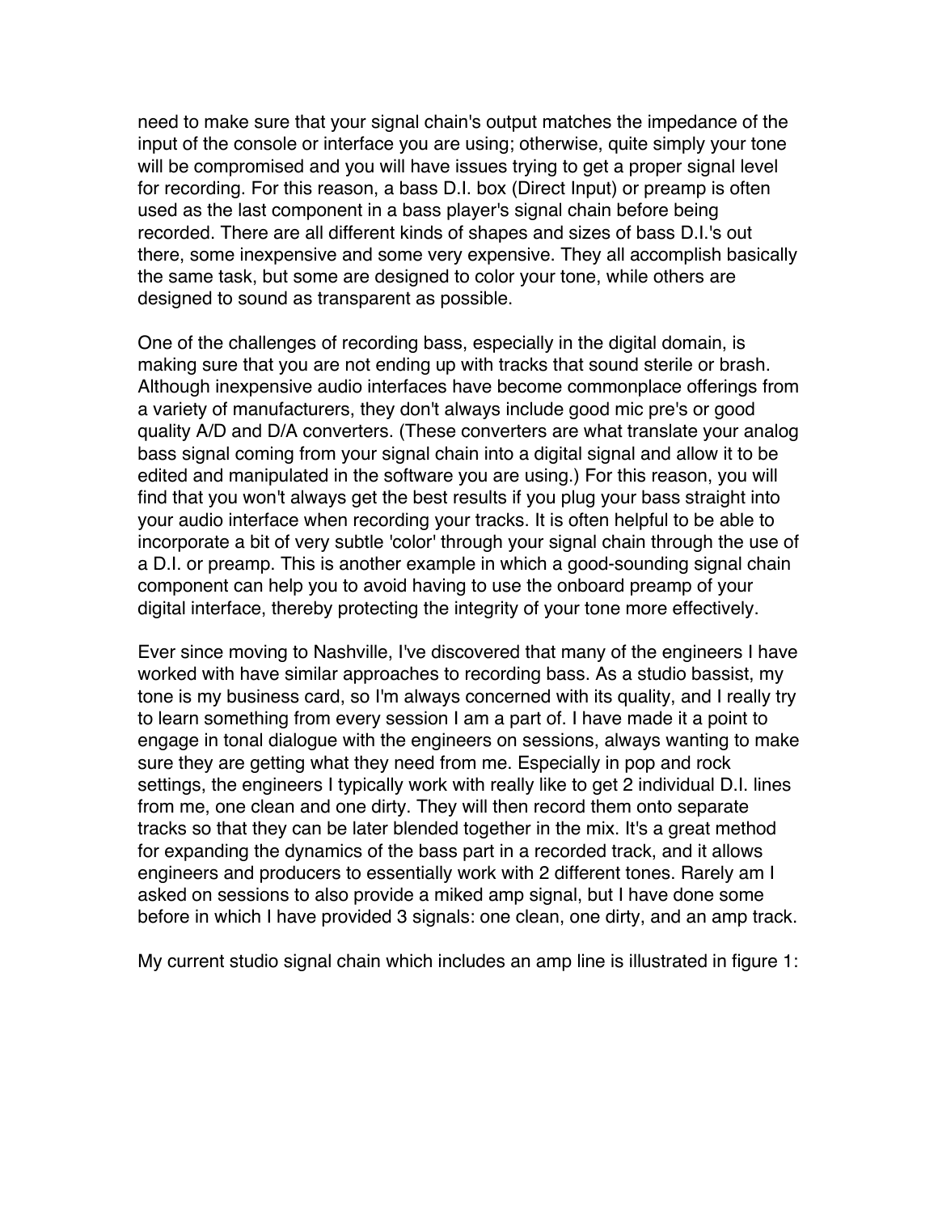need to make sure that your signal chain's output matches the impedance of the input of the console or interface you are using; otherwise, quite simply your tone will be compromised and you will have issues trying to get a proper signal level for recording. For this reason, a bass D.I. box (Direct Input) or preamp is often used as the last component in a bass player's signal chain before being recorded. There are all different kinds of shapes and sizes of bass D.I.'s out there, some inexpensive and some very expensive. They all accomplish basically the same task, but some are designed to color your tone, while others are designed to sound as transparent as possible.

One of the challenges of recording bass, especially in the digital domain, is making sure that you are not ending up with tracks that sound sterile or brash. Although inexpensive audio interfaces have become commonplace offerings from a variety of manufacturers, they don't always include good mic pre's or good quality A/D and D/A converters. (These converters are what translate your analog bass signal coming from your signal chain into a digital signal and allow it to be edited and manipulated in the software you are using.) For this reason, you will find that you won't always get the best results if you plug your bass straight into your audio interface when recording your tracks. It is often helpful to be able to incorporate a bit of very subtle 'color' through your signal chain through the use of a D.I. or preamp. This is another example in which a good-sounding signal chain component can help you to avoid having to use the onboard preamp of your digital interface, thereby protecting the integrity of your tone more effectively.

Ever since moving to Nashville, I've discovered that many of the engineers I have worked with have similar approaches to recording bass. As a studio bassist, my tone is my business card, so I'm always concerned with its quality, and I really try to learn something from every session I am a part of. I have made it a point to engage in tonal dialogue with the engineers on sessions, always wanting to make sure they are getting what they need from me. Especially in pop and rock settings, the engineers I typically work with really like to get 2 individual D.I. lines from me, one clean and one dirty. They will then record them onto separate tracks so that they can be later blended together in the mix. It's a great method for expanding the dynamics of the bass part in a recorded track, and it allows engineers and producers to essentially work with 2 different tones. Rarely am I asked on sessions to also provide a miked amp signal, but I have done some before in which I have provided 3 signals: one clean, one dirty, and an amp track.

My current studio signal chain which includes an amp line is illustrated in figure 1: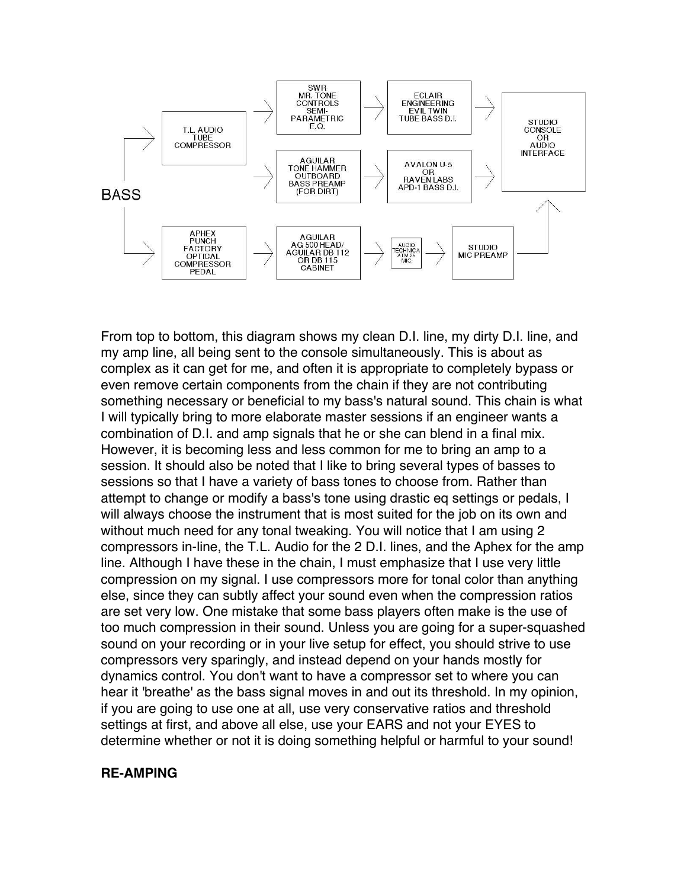BASS

- T.L. AUDIO TUBE COMPRESSOR → SWR MR. TONE CONTROLS SEMI-PARAMETRIC E.Q. → ECLAIR ENGINEERING EVIL TWIN TUBE BASS D.I. → STUDIO CONSOLE OR AUDIO INTERFACE
- T.L. AUDIO TUBE COMPRESSOR → AGUILAR TONE HAMMER OUTBOARD BASS PREAMP (FOR DIRT) → AVALON U-5 OR RAVEN LABS APD-1 BASS D.I. → STUDIO CONSOLE OR AUDIO INTERFACE
- APHEX PUNCH FACTORY OPTICAL COMPRESSOR PEDAL → AGUILAR AG 500 HEAD/ AGUILAR DB 112 OR DB 115 CABINET → AUDIO TECHNICA ATM 25 MIC → STUDIO MIC PREAMP → STUDIO CONSOLE OR AUDIO INTERFACE

From top to bottom, this diagram shows my clean D.I. line, my dirty D.I. line, and my amp line, all being sent to the console simultaneously. This is about as complex as it can get for me, and often it is appropriate to completely bypass or even remove certain components from the chain if they are not contributing something necessary or beneficial to my bass's natural sound. This chain is what I will typically bring to more elaborate master sessions if an engineer wants a combination of D.I. and amp signals that he or she can blend in a final mix. However, it is becoming less and less common for me to bring an amp to a session. It should also be noted that I like to bring several types of basses to sessions so that I have a variety of bass tones to choose from. Rather than attempt to change or modify a bass's tone using drastic eq settings or pedals, I will always choose the instrument that is most suited for the job on its own and without much need for any tonal tweaking. You will notice that I am using 2 compressors in-line, the T.L. Audio for the 2 D.I. lines, and the Aphex for the amp line. Although I have these in the chain, I must emphasize that I use very little compression on my signal. I use compressors more for tonal color than anything else, since they can subtly affect your sound even when the compression ratios are set very low. One mistake that some bass players often make is the use of too much compression in their sound. Unless you are going for a super-squashed sound on your recording or in your live setup for effect, you should strive to use compressors very sparingly, and instead depend on your hands mostly for dynamics control. You don't want to have a compressor set to where you can hear it 'breathe' as the bass signal moves in and out its threshold. In my opinion, if you are going to use one at all, use very conservative ratios and threshold settings at first, and above all else, use your EARS and not your EYES to determine whether or not it is doing something helpful or harmful to your sound!

**RE-AMPING**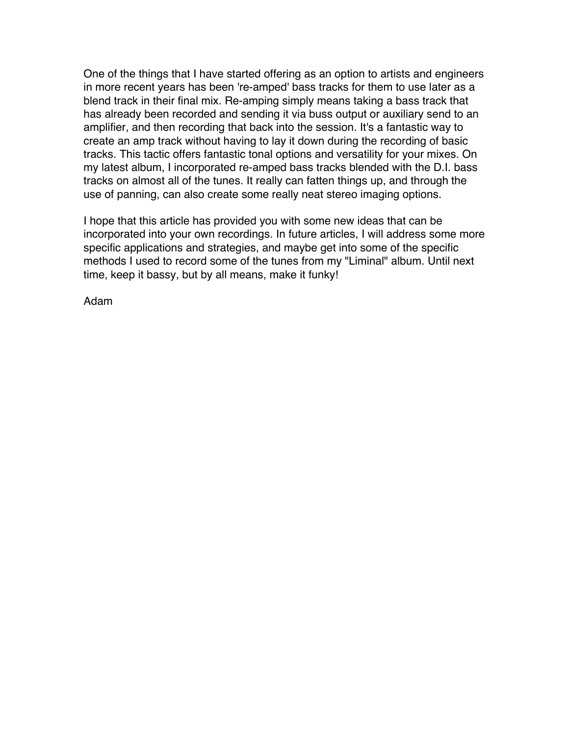One of the things that I have started offering as an option to artists and engineers in more recent years has been 're-amped' bass tracks for them to use later as a blend track in their final mix. Re-amping simply means taking a bass track that has already been recorded and sending it via buss output or auxiliary send to an amplifier, and then recording that back into the session. It's a fantastic way to create an amp track without having to lay it down during the recording of basic tracks. This tactic offers fantastic tonal options and versatility for your mixes. On my latest album, I incorporated re-amped bass tracks blended with the D.I. bass tracks on almost all of the tunes. It really can fatten things up, and through the use of panning, can also create some really neat stereo imaging options.

I hope that this article has provided you with some new ideas that can be incorporated into your own recordings. In future articles, I will address some more specific applications and strategies, and maybe get into some of the specific methods I used to record some of the tunes from my "Liminal" album. Until next time, keep it bassy, but by all means, make it funky!

Adam